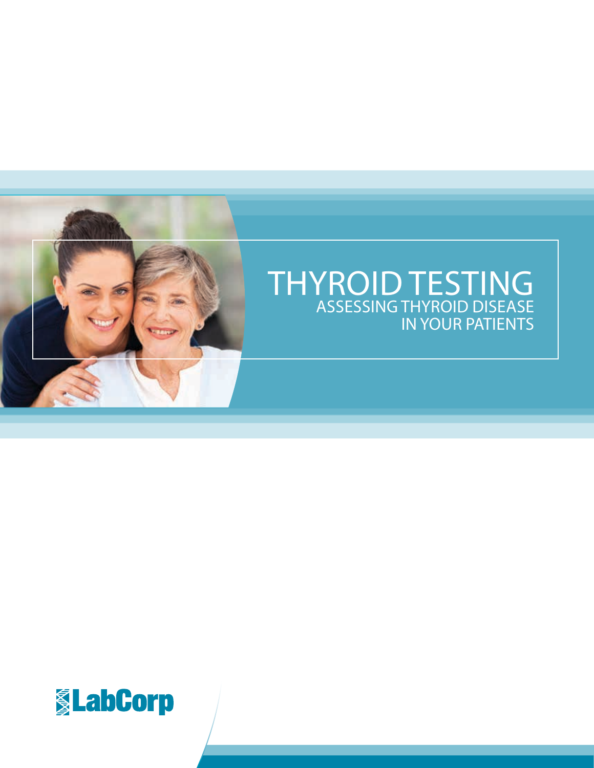# THYROID TESTING

## ASSESSING THYROID DISEASE IN YOUR PATIENTS

LabCorp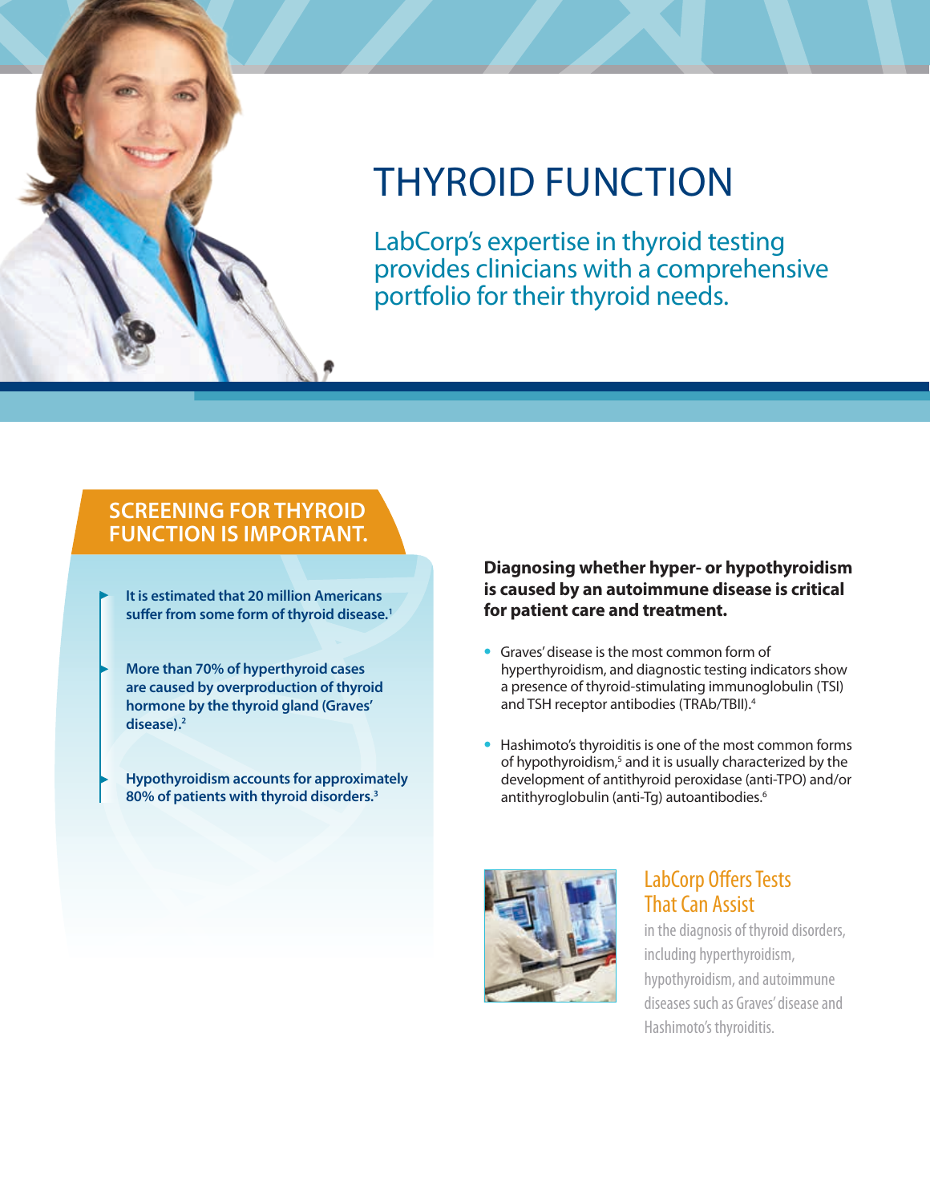# THYROID FUNCTION

## LabCorp's expertise in thyroid testing provides clinicians with a comprehensive portfolio for their thyroid needs.

### SCREENING FOR THYROID FUNCTION IS IMPORTANT.

- **It is estimated that 20 million Americans suffer from some form of thyroid disease.[1]**
- **More than 70% of hyperthyroid cases are caused by overproduction of thyroid hormone by the thyroid gland (Graves' disease).[2]**
- **Hypothyroidism accounts for approximately 80% of patients with thyroid disorders.[3]**

**Diagnosing whether hyper- or hypothyroidism is caused by an autoimmune disease is critical for patient care and treatment.**

- Graves' disease is the most common form of hyperthyroidism, and diagnostic testing indicators show a presence of thyroid-stimulating immunoglobulin (TSI) and TSH receptor antibodies (TRAb/TBII).[4]
- Hashimoto's thyroiditis is one of the most common forms of hypothyroidism,[5] and it is usually characterized by the development of antithyroid peroxidase (anti-TPO) and/or antithyroglobulin (anti-Tg) autoantibodies.[6]

### LabCorp Offers Tests That Can Assist

in the diagnosis of thyroid disorders, including hyperthyroidism, hypothyroidism, and autoimmune diseases such as Graves' disease and Hashimoto's thyroiditis.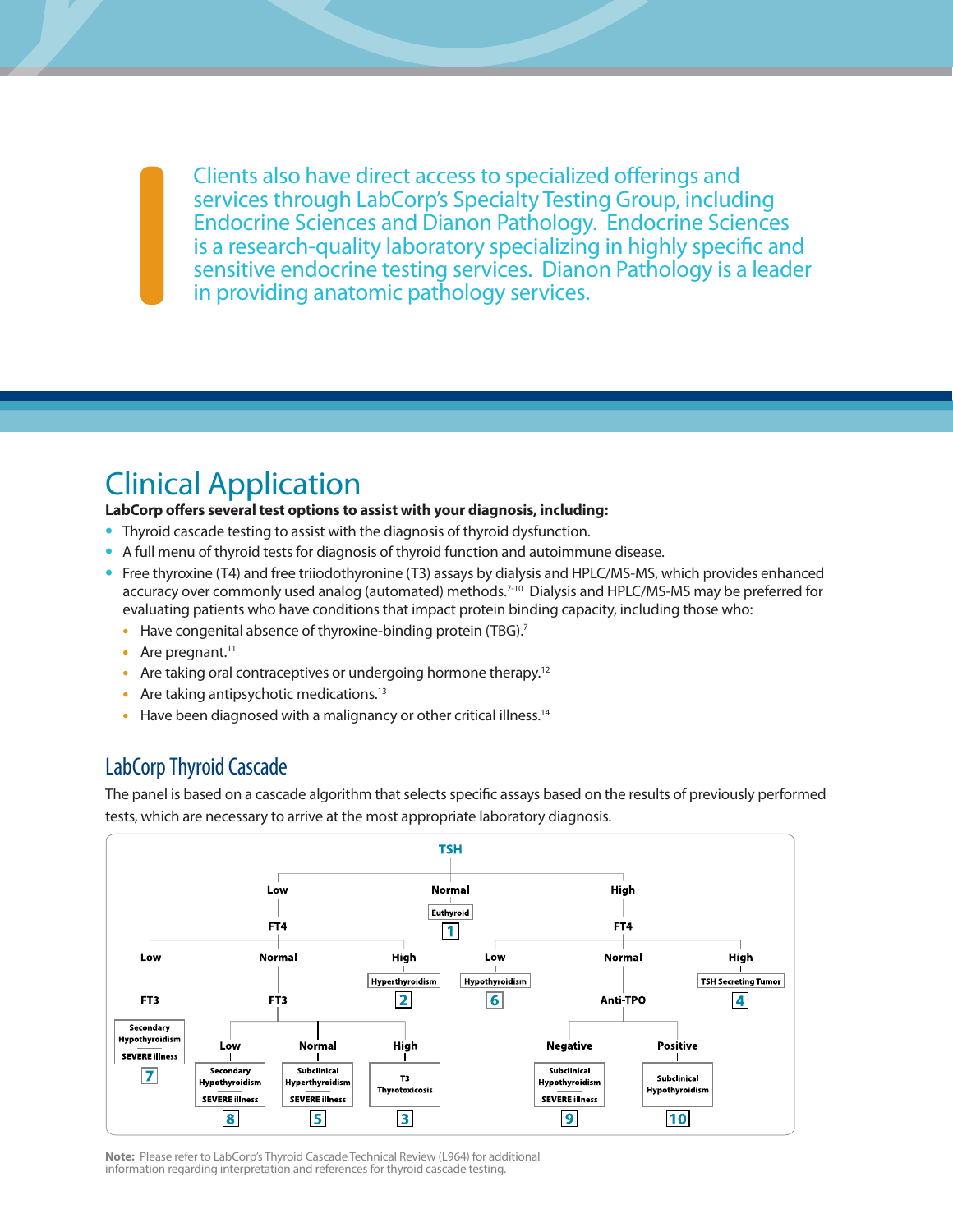Clients also have direct access to specialized offerings and services through LabCorp's Specialty Testing Group, including Endocrine Sciences and Dianon Pathology. Endocrine Sciences is a research-quality laboratory specializing in highly specific and sensitive endocrine testing services. Dianon Pathology is a leader in providing anatomic pathology services.

# Clinical Application

**LabCorp offers several test options to assist with your diagnosis, including:**

- Thyroid cascade testing to assist with the diagnosis of thyroid dysfunction.
- A full menu of thyroid tests for diagnosis of thyroid function and autoimmune disease.
- Free thyroxine (T4) and free triiodothyronine (T3) assays by dialysis and HPLC/MS-MS, which provides enhanced accuracy over commonly used analog (automated) methods.[7-10] Dialysis and HPLC/MS-MS may be preferred for evaluating patients who have conditions that impact protein binding capacity, including those who:
  - Have congenital absence of thyroxine-binding protein (TBG).[7]
  - Are pregnant.[11]
  - Are taking oral contraceptives or undergoing hormone therapy.[12]
  - Are taking antipsychotic medications.[13]
  - Have been diagnosed with a malignancy or other critical illness.[14]

## LabCorp Thyroid Cascade

The panel is based on a cascade algorithm that selects specific assays based on the results of previously performed tests, which are necessary to arrive at the most appropriate laboratory diagnosis.

TSH

Low
FT4
- Low → FT3 → Secondary Hypothyroidism / SEVERE illness [7]
- Normal → FT3
  - Low → Secondary Hypothyroidism / SEVERE illness [8]
  - Normal → Subclinical Hyperthyroidism / SEVERE illness [5]
  - High → T3 Thyrotoxicosis [3]
- High → Hyperthyroidism [2]

Normal
Euthyroid [1]

High
FT4
- Low → Hypothyroidism [6]
- Normal → Anti-TPO
  - Negative → Subclinical Hypothyroidism / SEVERE illness [9]
  - Positive → Subclinical Hypothyroidism [10]
- High → TSH Secreting Tumor [4]

**Note:** Please refer to LabCorp's Thyroid Cascade Technical Review (L964) for additional information regarding interpretation and references for thyroid cascade testing.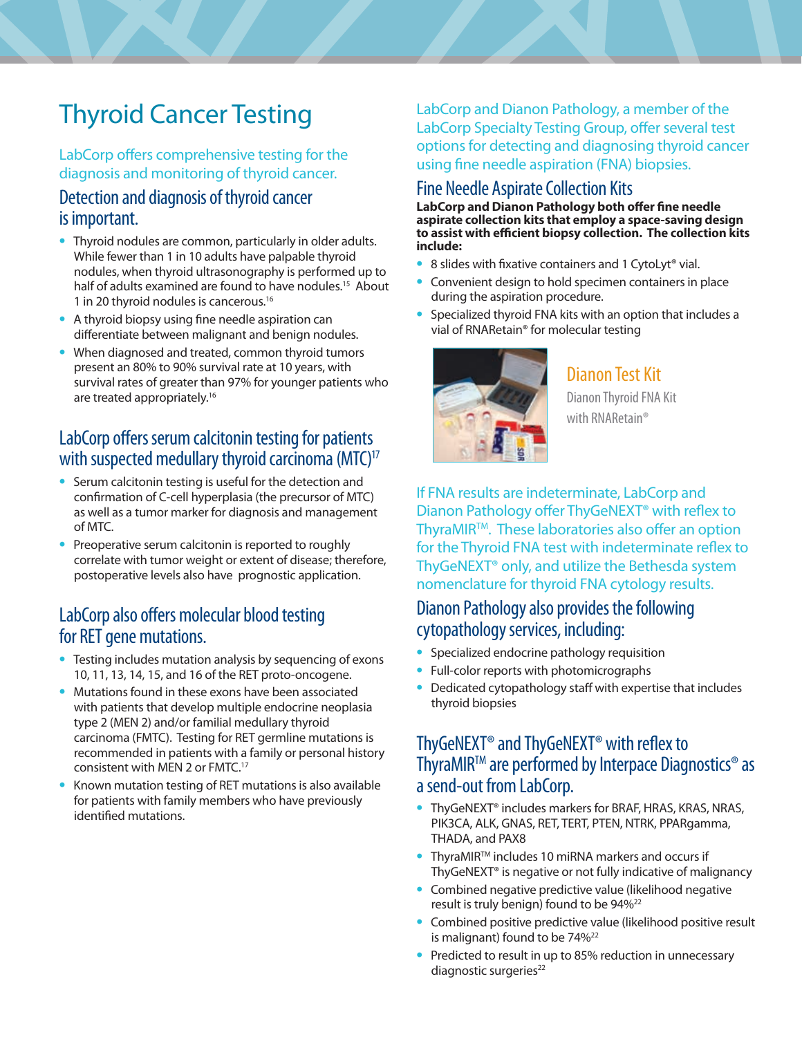# Thyroid Cancer Testing

LabCorp offers comprehensive testing for the diagnosis and monitoring of thyroid cancer.

## Detection and diagnosis of thyroid cancer is important.

- Thyroid nodules are common, particularly in older adults. While fewer than 1 in 10 adults have palpable thyroid nodules, when thyroid ultrasonography is performed up to half of adults examined are found to have nodules.[15] About 1 in 20 thyroid nodules is cancerous.[16]
- A thyroid biopsy using fine needle aspiration can differentiate between malignant and benign nodules.
- When diagnosed and treated, common thyroid tumors present an 80% to 90% survival rate at 10 years, with survival rates of greater than 97% for younger patients who are treated appropriately.[16]

## LabCorp offers serum calcitonin testing for patients with suspected medullary thyroid carcinoma (MTC)[17]

- Serum calcitonin testing is useful for the detection and confirmation of C-cell hyperplasia (the precursor of MTC) as well as a tumor marker for diagnosis and management of MTC.
- Preoperative serum calcitonin is reported to roughly correlate with tumor weight or extent of disease; therefore, postoperative levels also have prognostic application.

## LabCorp also offers molecular blood testing for RET gene mutations.

- Testing includes mutation analysis by sequencing of exons 10, 11, 13, 14, 15, and 16 of the RET proto-oncogene.
- Mutations found in these exons have been associated with patients that develop multiple endocrine neoplasia type 2 (MEN 2) and/or familial medullary thyroid carcinoma (FMTC). Testing for RET germline mutations is recommended in patients with a family or personal history consistent with MEN 2 or FMTC.[17]
- Known mutation testing of RET mutations is also available for patients with family members who have previously identified mutations.

LabCorp and Dianon Pathology, a member of the LabCorp Specialty Testing Group, offer several test options for detecting and diagnosing thyroid cancer using fine needle aspiration (FNA) biopsies.

## Fine Needle Aspirate Collection Kits

**LabCorp and Dianon Pathology both offer fine needle aspirate collection kits that employ a space-saving design to assist with efficient biopsy collection. The collection kits include:**

- 8 slides with fixative containers and 1 CytoLyt® vial.
- Convenient design to hold specimen containers in place during the aspiration procedure.
- Specialized thyroid FNA kits with an option that includes a vial of RNARetain® for molecular testing

### Dianon Test Kit

Dianon Thyroid FNA Kit with RNARetain®

If FNA results are indeterminate, LabCorp and Dianon Pathology offer ThyGeNEXT® with reflex to ThyraMIR™. These laboratories also offer an option for the Thyroid FNA test with indeterminate reflex to ThyGeNEXT® only, and utilize the Bethesda system nomenclature for thyroid FNA cytology results.

## Dianon Pathology also provides the following cytopathology services, including:

- Specialized endocrine pathology requisition
- Full-color reports with photomicrographs
- Dedicated cytopathology staff with expertise that includes thyroid biopsies

## ThyGeNEXT® and ThyGeNEXT® with reflex to ThyraMIR™ are performed by Interpace Diagnostics® as a send-out from LabCorp.

- ThyGeNEXT® includes markers for BRAF, HRAS, KRAS, NRAS, PIK3CA, ALK, GNAS, RET, TERT, PTEN, NTRK, PPARgamma, THADA, and PAX8
- ThyraMIR™ includes 10 miRNA markers and occurs if ThyGeNEXT® is negative or not fully indicative of malignancy
- Combined negative predictive value (likelihood negative result is truly benign) found to be 94%[22]
- Combined positive predictive value (likelihood positive result is malignant) found to be 74%[22]
- Predicted to result in up to 85% reduction in unnecessary diagnostic surgeries[22]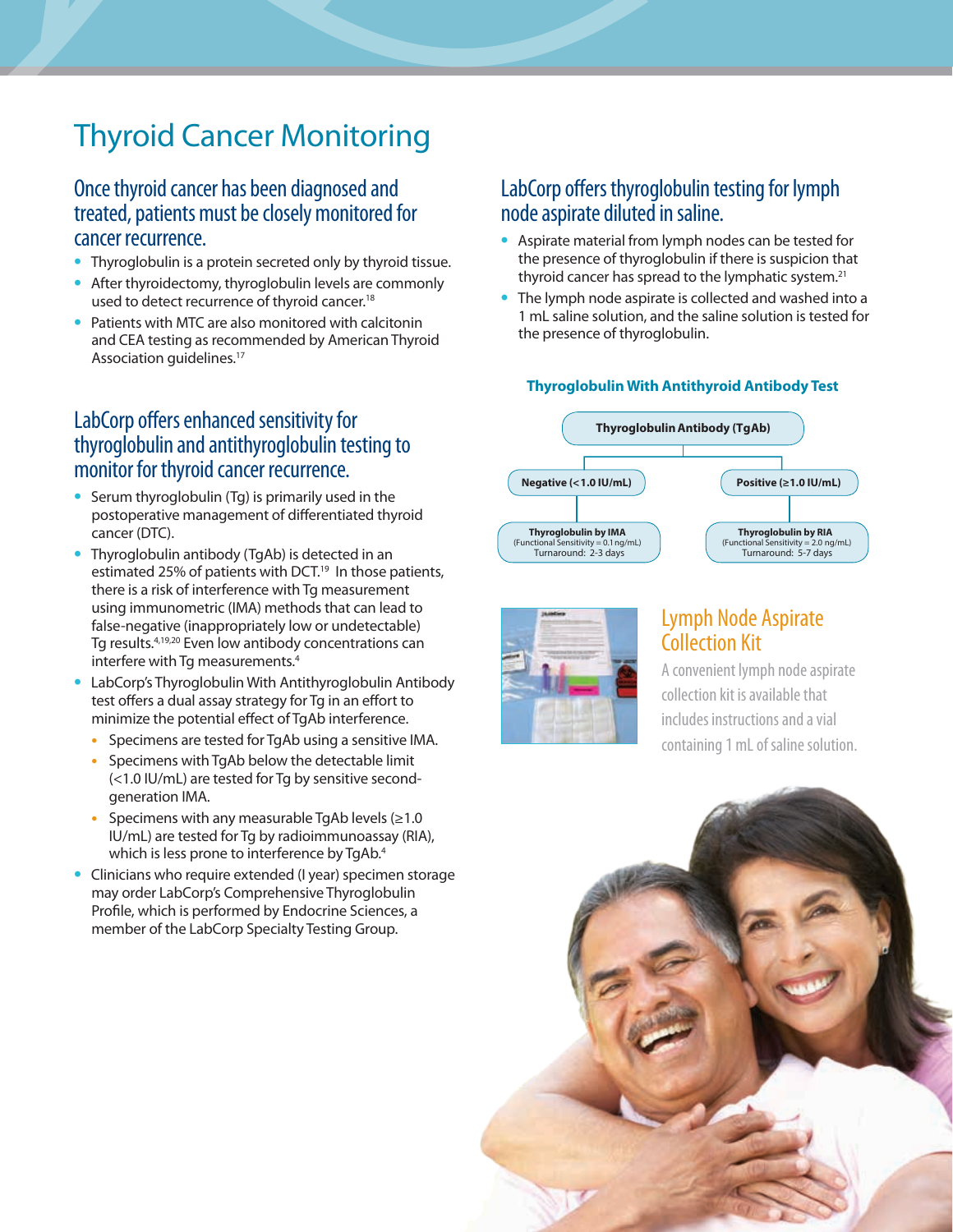# Thyroid Cancer Monitoring

## Once thyroid cancer has been diagnosed and treated, patients must be closely monitored for cancer recurrence.

- Thyroglobulin is a protein secreted only by thyroid tissue.
- After thyroidectomy, thyroglobulin levels are commonly used to detect recurrence of thyroid cancer.[18]
- Patients with MTC are also monitored with calcitonin and CEA testing as recommended by American Thyroid Association guidelines.[17]

## LabCorp offers enhanced sensitivity for thyroglobulin and antithyroglobulin testing to monitor for thyroid cancer recurrence.

- Serum thyroglobulin (Tg) is primarily used in the postoperative management of differentiated thyroid cancer (DTC).
- Thyroglobulin antibody (TgAb) is detected in an estimated 25% of patients with DCT.[19] In those patients, there is a risk of interference with Tg measurement using immunometric (IMA) methods that can lead to false-negative (inappropriately low or undetectable) Tg results.[4,19,20] Even low antibody concentrations can interfere with Tg measurements.[4]
- LabCorp's Thyroglobulin With Antithyroglobulin Antibody test offers a dual assay strategy for Tg in an effort to minimize the potential effect of TgAb interference.
  - Specimens are tested for TgAb using a sensitive IMA.
  - Specimens with TgAb below the detectable limit (<1.0 IU/mL) are tested for Tg by sensitive second-generation IMA.
  - Specimens with any measurable TgAb levels (≥1.0 IU/mL) are tested for Tg by radioimmunoassay (RIA), which is less prone to interference by TgAb.[4]
- Clinicians who require extended (I year) specimen storage may order LabCorp's Comprehensive Thyroglobulin Profile, which is performed by Endocrine Sciences, a member of the LabCorp Specialty Testing Group.

## LabCorp offers thyroglobulin testing for lymph node aspirate diluted in saline.

- Aspirate material from lymph nodes can be tested for the presence of thyroglobulin if there is suspicion that thyroid cancer has spread to the lymphatic system.[21]
- The lymph node aspirate is collected and washed into a 1 mL saline solution, and the saline solution is tested for the presence of thyroglobulin.

**Thyroglobulin With Antithyroid Antibody Test**

Thyroglobulin Antibody (TgAb)

Negative (<1.0 IU/mL)

Thyroglobulin by IMA
(Functional Sensitivity = 0.1 ng/mL)
Turnaround: 2-3 days

Positive (≥1.0 IU/mL)

Thyroglobulin by RIA
(Functional Sensitivity = 2.0 ng/mL)
Turnaround: 5-7 days

## Lymph Node Aspirate Collection Kit

A convenient lymph node aspirate collection kit is available that includes instructions and a vial containing 1 mL of saline solution.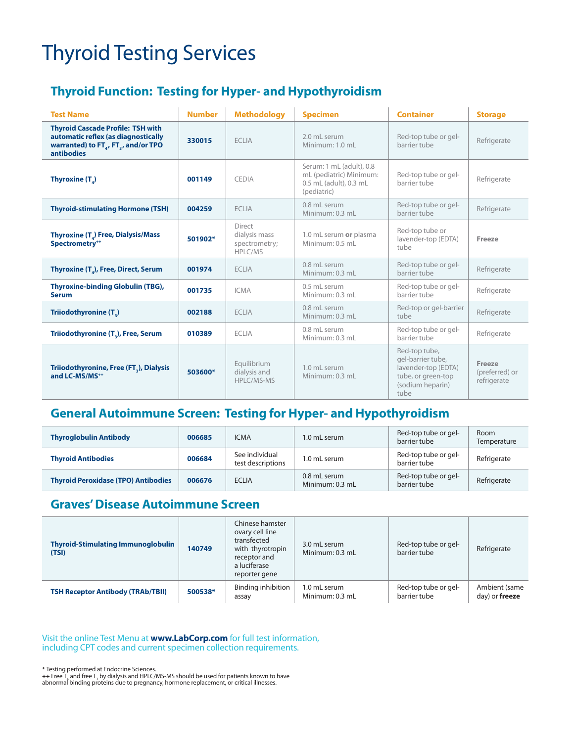# Thyroid Testing Services

## Thyroid Function: Testing for Hyper- and Hypothyroidism

| Test Name | Number | Methodology | Specimen | Container | Storage |
|---|---|---|---|---|---|
| **Thyroid Cascade Profile: TSH with automatic reflex (as diagnostically warranted) to $FT_4$, $FT_3$, and/or TPO antibodies** | **330015** | ECLIA | 2.0 mL serum Minimum: 1.0 mL | Red-top tube or gel-barrier tube | Refrigerate |
| **Thyroxine ($T_4$)** | **001149** | CEDIA | Serum: 1 mL (adult), 0.8 mL (pediatric) Minimum: 0.5 mL (adult), 0.3 mL (pediatric) | Red-top tube or gel-barrier tube | Refrigerate |
| **Thyroid-stimulating Hormone (TSH)** | **004259** | ECLIA | 0.8 mL serum Minimum: 0.3 mL | Red-top tube or gel-barrier tube | Refrigerate |
| **Thyroxine ($T_4$) Free, Dialysis/Mass Spectrometry++** | **501902*** | Direct dialysis mass spectrometry; HPLC/MS | 1.0 mL serum **or** plasma Minimum: 0.5 mL | Red-top tube or lavender-top (EDTA) tube | **Freeze** |
| **Thyroxine ($T_4$), Free, Direct, Serum** | **001974** | ECLIA | 0.8 mL serum Minimum: 0.3 mL | Red-top tube or gel-barrier tube | Refrigerate |
| **Thyroxine-binding Globulin (TBG), Serum** | **001735** | ICMA | 0.5 mL serum Minimum: 0.3 mL | Red-top tube or gel-barrier tube | Refrigerate |
| **Triiodothyronine ($T_3$)** | **002188** | ECLIA | 0.8 mL serum Minimum: 0.3 mL | Red-top or gel-barrier tube | Refrigerate |
| **Triiodothyronine ($T_3$), Free, Serum** | **010389** | ECLIA | 0.8 mL serum Minimum: 0.3 mL | Red-top tube or gel-barrier tube | Refrigerate |
| **Triiodothyronine, Free ($FT_3$), Dialysis and LC-MS/MS++** | **503600*** | Equilibrium dialysis and HPLC/MS-MS | 1.0 mL serum Minimum: 0.3 mL | Red-top tube, gel-barrier tube, lavender-top (EDTA) tube, or green-top (sodium heparin) tube | **Freeze** (preferred) or refrigerate |

## General Autoimmune Screen: Testing for Hyper- and Hypothyroidism

| | | | | | |
|---|---|---|---|---|---|
| **Thyroglobulin Antibody** | **006685** | ICMA | 1.0 mL serum | Red-top tube or gel-barrier tube | Room Temperature |
| **Thyroid Antibodies** | **006684** | See individual test descriptions | 1.0 mL serum | Red-top tube or gel-barrier tube | Refrigerate |
| **Thyroid Peroxidase (TPO) Antibodies** | **006676** | ECLIA | 0.8 mL serum Minimum: 0.3 mL | Red-top tube or gel-barrier tube | Refrigerate |

## Graves' Disease Autoimmune Screen

| | | | | | |
|---|---|---|---|---|---|
| **Thyroid-Stimulating Immunoglobulin (TSI)** | **140749** | Chinese hamster ovary cell line transfected with thyrotropin receptor and a luciferase reporter gene | 3.0 mL serum Minimum: 0.3 mL | Red-top tube or gel-barrier tube | Refrigerate |
| **TSH Receptor Antibody (TRAb/TBII)** | **500538*** | Binding inhibition assay | 1.0 mL serum Minimum: 0.3 mL | Red-top tube or gel-barrier tube | Ambient (same day) or **freeze** |

Visit the online Test Menu at **www.LabCorp.com** for full test information, including CPT codes and current specimen collection requirements.

* Testing performed at Endocrine Sciences.
++ Free $T_4$ and free $T_3$ by dialysis and HPLC/MS-MS should be used for patients known to have abnormal binding proteins due to pregnancy, hormone replacement, or critical illnesses.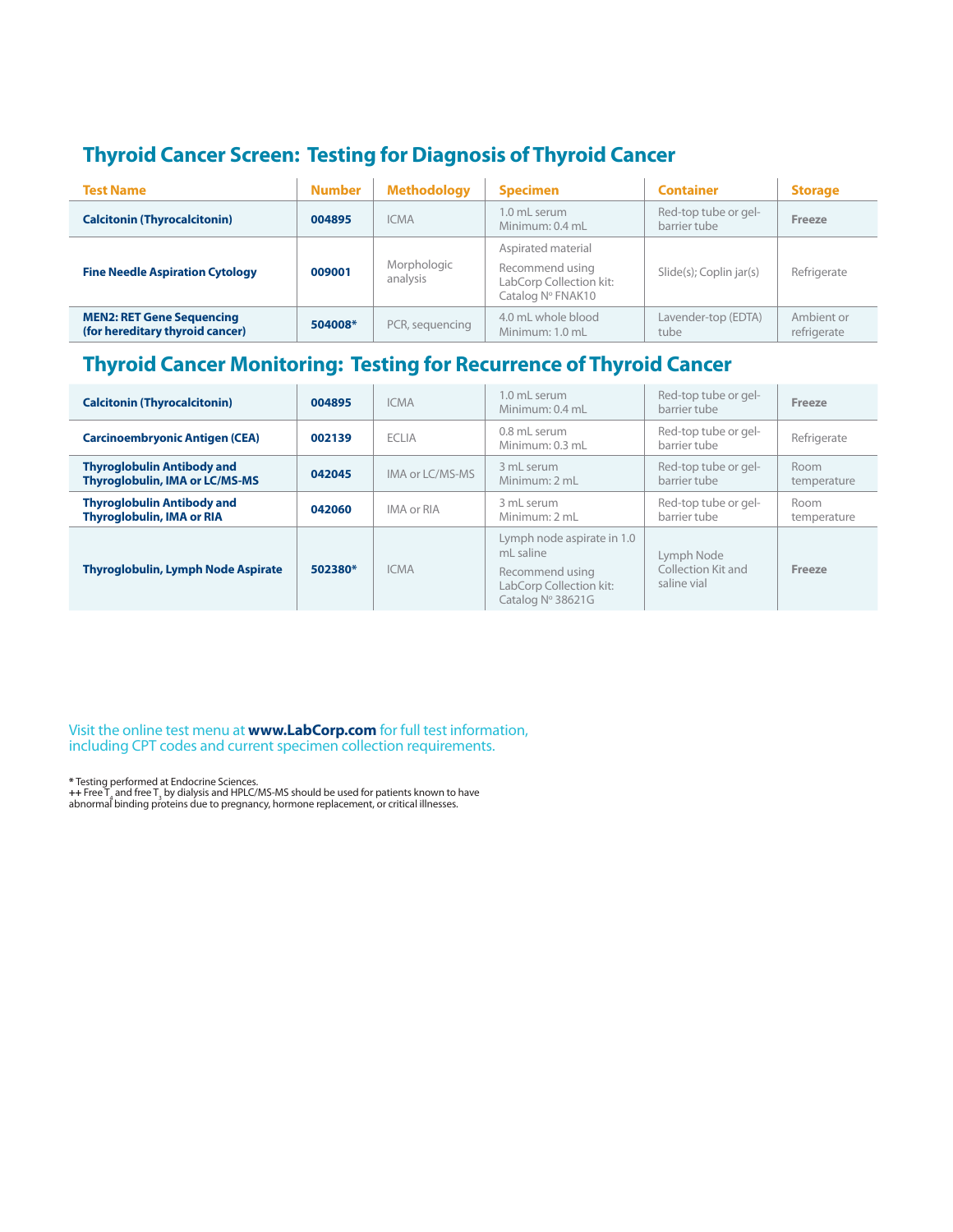## Thyroid Cancer Screen: Testing for Diagnosis of Thyroid Cancer

| Test Name | Number | Methodology | Specimen | Container | Storage |
|---|---|---|---|---|---|
| **Calcitonin (Thyrocalcitonin)** | **004895** | ICMA | 1.0 mL serum<br>Minimum: 0.4 mL | Red-top tube or gel-barrier tube | **Freeze** |
| **Fine Needle Aspiration Cytology** | **009001** | Morphologic analysis | Aspirated material<br>Recommend using LabCorp Collection kit: Catalog Nº FNAK10 | Slide(s); Coplin jar(s) | Refrigerate |
| **MEN2: RET Gene Sequencing (for hereditary thyroid cancer)** | **504008*** | PCR, sequencing | 4.0 mL whole blood<br>Minimum: 1.0 mL | Lavender-top (EDTA) tube | Ambient or refrigerate |

## Thyroid Cancer Monitoring: Testing for Recurrence of Thyroid Cancer

| Test Name | Number | Methodology | Specimen | Container | Storage |
|---|---|---|---|---|---|
| **Calcitonin (Thyrocalcitonin)** | **004895** | ICMA | 1.0 mL serum<br>Minimum: 0.4 mL | Red-top tube or gel-barrier tube | **Freeze** |
| **Carcinoembryonic Antigen (CEA)** | **002139** | ECLIA | 0.8 mL serum<br>Minimum: 0.3 mL | Red-top tube or gel-barrier tube | Refrigerate |
| **Thyroglobulin Antibody and Thyroglobulin, IMA or LC/MS-MS** | **042045** | IMA or LC/MS-MS | 3 mL serum<br>Minimum: 2 mL | Red-top tube or gel-barrier tube | Room temperature |
| **Thyroglobulin Antibody and Thyroglobulin, IMA or RIA** | **042060** | IMA or RIA | 3 mL serum<br>Minimum: 2 mL | Red-top tube or gel-barrier tube | Room temperature |
| **Thyroglobulin, Lymph Node Aspirate** | **502380*** | ICMA | Lymph node aspirate in 1.0 mL saline<br>Recommend using LabCorp Collection kit: Catalog Nº 38621G | Lymph Node Collection Kit and saline vial | **Freeze** |

Visit the online test menu at **www.LabCorp.com** for full test information, including CPT codes and current specimen collection requirements.

* Testing performed at Endocrine Sciences.
++ Free $T_4$ and free $T_3$ by dialysis and HPLC/MS-MS should be used for patients known to have abnormal binding proteins due to pregnancy, hormone replacement, or critical illnesses.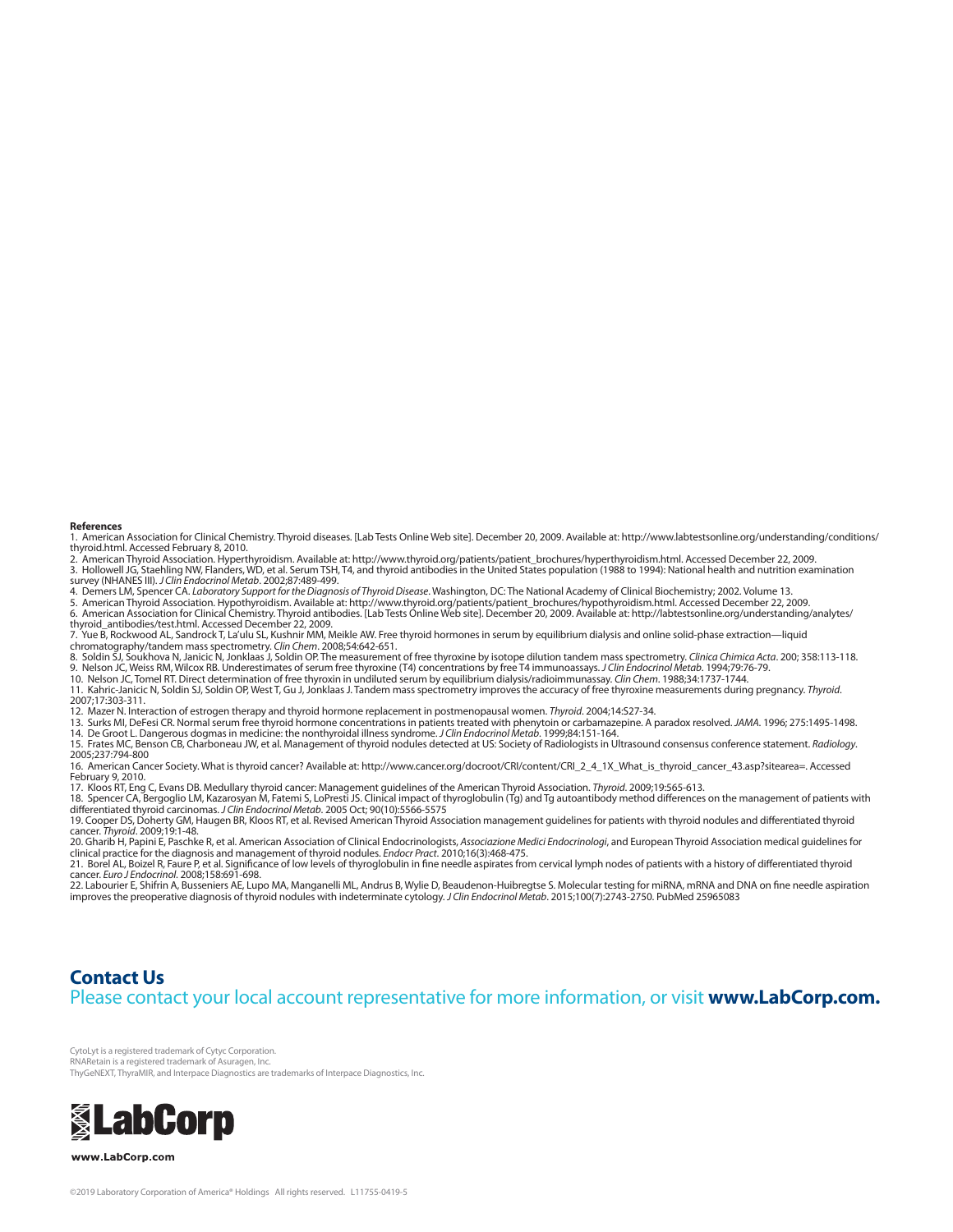**References**

1. American Association for Clinical Chemistry. Thyroid diseases. [Lab Tests Online Web site]. December 20, 2009. Available at: http://www.labtestsonline.org/understanding/conditions/thyroid.html. Accessed February 8, 2010.
2. American Thyroid Association. Hyperthyroidism. Available at: http://www.thyroid.org/patients/patient_brochures/hyperthyroidism.html. Accessed December 22, 2009.
3. Hollowell JG, Staehling NW, Flanders, WD, et al. Serum TSH, T4, and thyroid antibodies in the United States population (1988 to 1994): National health and nutrition examination survey (NHANES III). *J Clin Endocrinol Metab*. 2002;87:489-499.
4. Demers LM, Spencer CA. *Laboratory Support for the Diagnosis of Thyroid Disease*. Washington, DC: The National Academy of Clinical Biochemistry; 2002. Volume 13.
5. American Thyroid Association. Hypothyroidism. Available at: http://www.thyroid.org/patients/patient_brochures/hypothyroidism.html. Accessed December 22, 2009.
6. American Association for Clinical Chemistry. Thyroid antibodies. [Lab Tests Online Web site]. December 20, 2009. Available at: http://labtestsonline.org/understanding/analytes/thyroid_antibodies/test.html. Accessed December 22, 2009.
7. Yue B, Rockwood AL, Sandrock T, La'ulu SL, Kushnir MM, Meikle AW. Free thyroid hormones in serum by equilibrium dialysis and online solid-phase extraction—liquid chromatography/tandem mass spectrometry. *Clin Chem*. 2008;54:642-651.
8. Soldin SJ, Soukhova N, Janicic N, Jonklaas J, Soldin OP. The measurement of free thyroxine by isotope dilution tandem mass spectrometry. *Clinica Chimica Acta*. 200; 358:113-118.
9. Nelson JC, Weiss RM, Wilcox RB. Underestimates of serum free thyroxine (T4) concentrations by free T4 immunoassays. *J Clin Endocrinol Metab*. 1994;79:76-79.
10. Nelson JC, Tomel RT. Direct determination of free thyroxin in undiluted serum by equilibrium dialysis/radioimmunassay. *Clin Chem*. 1988;34:1737-1744.
11. Kahric-Janicic N, Soldin SJ, Soldin OP, West T, Gu J, Jonklaas J. Tandem mass spectrometry improves the accuracy of free thyroxine measurements during pregnancy. *Thyroid*. 2007;17:303-311.
12. Mazer N. Interaction of estrogen therapy and thyroid hormone replacement in postmenopausal women. *Thyroid*. 2004;14:S27-34.
13. Surks MI, DeFesi CR. Normal serum free thyroid hormone concentrations in patients treated with phenytoin or carbamazepine. A paradox resolved. *JAMA*. 1996; 275:1495-1498.
14. De Groot L. Dangerous dogmas in medicine: the nonthyroidal illness syndrome. *J Clin Endocrinol Metab*. 1999;84:151-164.
15. Frates MC, Benson CB, Charboneau JW, et al. Management of thyroid nodules detected at US: Society of Radiologists in Ultrasound consensus conference statement. *Radiology*. 2005;237:794-800
16. American Cancer Society. What is thyroid cancer? Available at: http://www.cancer.org/docroot/CRI/content/CRI_2_4_1X_What_is_thyroid_cancer_43.asp?sitearea=. Accessed February 9, 2010.
17. Kloos RT, Eng C, Evans DB. Medullary thyroid cancer: Management guidelines of the American Thyroid Association. *Thyroid*. 2009;19:565-613.
18. Spencer CA, Bergoglio LM, Kazarosyan M, Fatemi S, LoPresti JS. Clinical impact of thyroglobulin (Tg) and Tg autoantibody method differences on the management of patients with differentiated thyroid carcinomas. *J Clin Endocrinol Metab*. 2005 Oct; 90(10):5566-5575
19. Cooper DS, Doherty GM, Haugen BR, Kloos RT, et al. Revised American Thyroid Association management guidelines for patients with thyroid nodules and differentiated thyroid cancer. *Thyroid*. 2009;19:1-48.
20. Gharib H, Papini E, Paschke R, et al. American Association of Clinical Endocrinologists, *Associazione Medici Endocrinologi*, and European Thyroid Association medical guidelines for clinical practice for the diagnosis and management of thyroid nodules. *Endocr Pract*. 2010;16(3):468-475.
21. Borel AL, Boizel R, Faure P, et al. Significance of low levels of thyroglobulin in fine needle aspirates from cervical lymph nodes of patients with a history of differentiated thyroid cancer. *Euro J Endocrinol*. 2008;158:691-698.
22. Labourier E, Shifrin A, Busseniers AE, Lupo MA, Manganelli ML, Andrus B, Wylie D, Beaudenon-Huibregtse S. Molecular testing for miRNA, mRNA and DNA on fine needle aspiration improves the preoperative diagnosis of thyroid nodules with indeterminate cytology. *J Clin Endocrinol Metab*. 2015;100(7):2743-2750. PubMed 25965083

## Contact Us

Please contact your local account representative for more information, or visit **www.LabCorp.com.**

CytoLyt is a registered trademark of Cytyc Corporation.
RNARetain is a registered trademark of Asuragen, Inc.
ThyGeNEXT, ThyraMIR, and Interpace Diagnostics are trademarks of Interpace Diagnostics, Inc.

LabCorp

**www.LabCorp.com**

©2019 Laboratory Corporation of America® Holdings All rights reserved. L11755-0419-5